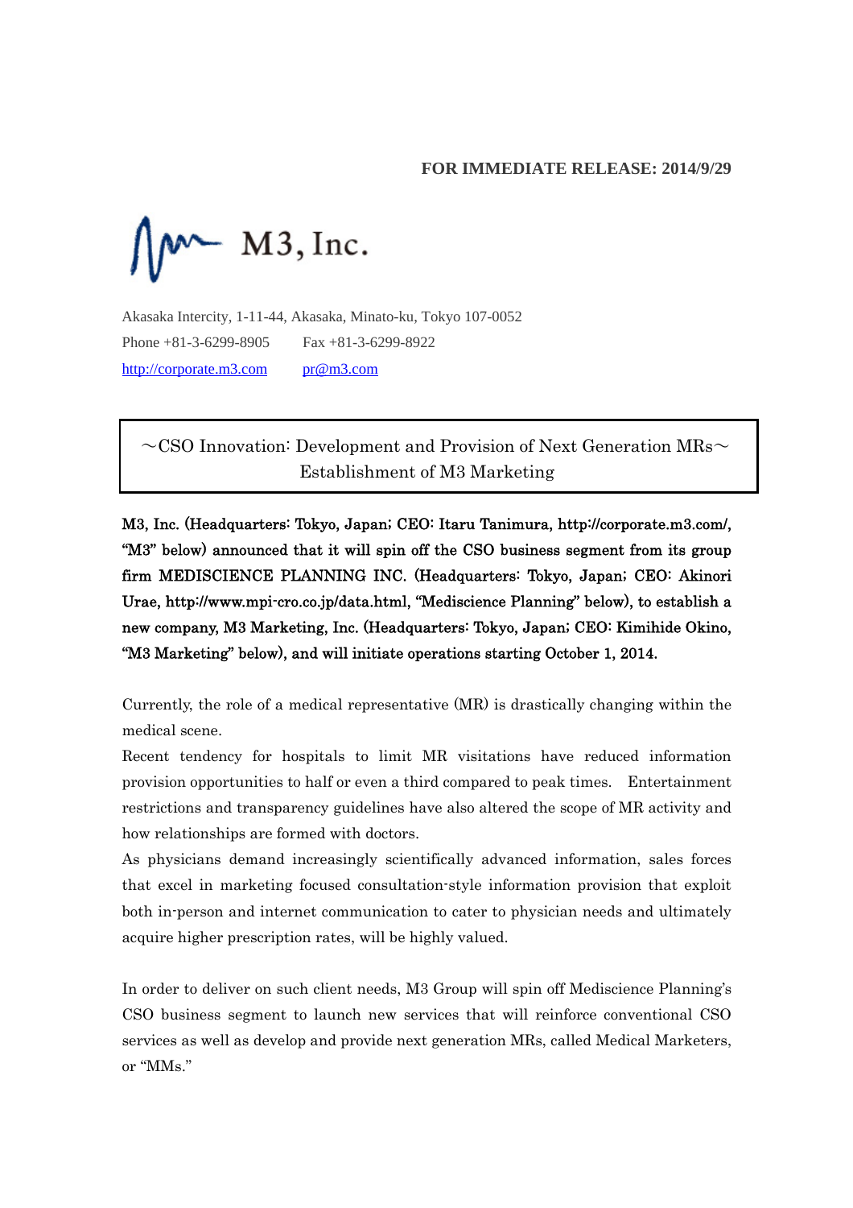**FOR IMMEDIATE RELEASE: 2014/9/29**

# M3, Inc.

Akasaka Intercity, 1-11-44, Akasaka, Minato-ku, Tokyo 107-0052
Phone +81-3-6299-8905 Fax +81-3-6299-8922
http://corporate.m3.com pr@m3.com

## ～CSO Innovation: Development and Provision of Next Generation MRs～ Establishment of M3 Marketing

**M3, Inc. (Headquarters: Tokyo, Japan; CEO: Itaru Tanimura, http://corporate.m3.com/, "M3" below) announced that it will spin off the CSO business segment from its group firm MEDISCIENCE PLANNING INC. (Headquarters: Tokyo, Japan; CEO: Akinori Urae, http://www.mpi-cro.co.jp/data.html, "Mediscience Planning" below), to establish a new company, M3 Marketing, Inc. (Headquarters: Tokyo, Japan; CEO: Kimihide Okino, "M3 Marketing" below), and will initiate operations starting October 1, 2014.**

Currently, the role of a medical representative (MR) is drastically changing within the medical scene.
Recent tendency for hospitals to limit MR visitations have reduced information provision opportunities to half or even a third compared to peak times. Entertainment restrictions and transparency guidelines have also altered the scope of MR activity and how relationships are formed with doctors.
As physicians demand increasingly scientifically advanced information, sales forces that excel in marketing focused consultation-style information provision that exploit both in-person and internet communication to cater to physician needs and ultimately acquire higher prescription rates, will be highly valued.

In order to deliver on such client needs, M3 Group will spin off Mediscience Planning's CSO business segment to launch new services that will reinforce conventional CSO services as well as develop and provide next generation MRs, called Medical Marketers, or "MMs."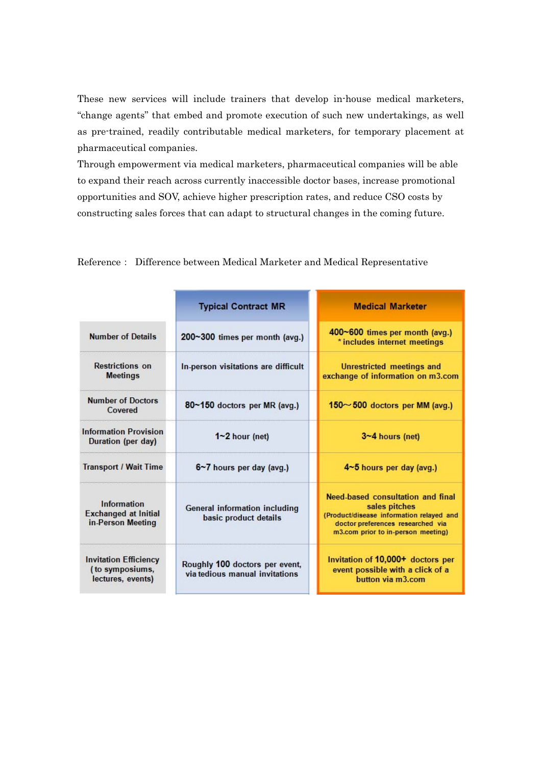These new services will include trainers that develop in-house medical marketers, “change agents” that embed and promote execution of such new undertakings, as well as pre-trained, readily contributable medical marketers, for temporary placement at pharmaceutical companies.

Through empowerment via medical marketers, pharmaceutical companies will be able to expand their reach across currently inaccessible doctor bases, increase promotional opportunities and SOV, achieve higher prescription rates, and reduce CSO costs by constructing sales forces that can adapt to structural changes in the coming future.

Reference： Difference between Medical Marketer and Medical Representative

| | Typical Contract MR | Medical Marketer |
|---|---|---|
| Number of Details | 200~300 times per month (avg.) | 400~600 times per month (avg.) * includes internet meetings |
| Restrictions on Meetings | In-person visitations are difficult | Unrestricted meetings and exchange of information on m3.com |
| Number of Doctors Covered | 80~150 doctors per MR (avg.) | 150~500 doctors per MM (avg.) |
| Information Provision Duration (per day) | 1~2 hour (net) | 3~4 hours (net) |
| Transport / Wait Time | 6~7 hours per day (avg.) | 4~5 hours per day (avg.) |
| Information Exchanged at Initial in-Person Meeting | General information including basic product details | Need-based consultation and final sales pitches (Product/disease information relayed and doctor preferences researched via m3.com prior to in-person meeting) |
| Invitation Efficiency (to symposiums, lectures, events) | Roughly 100 doctors per event, via tedious manual invitations | Invitation of 10,000+ doctors per event possible with a click of a button via m3.com |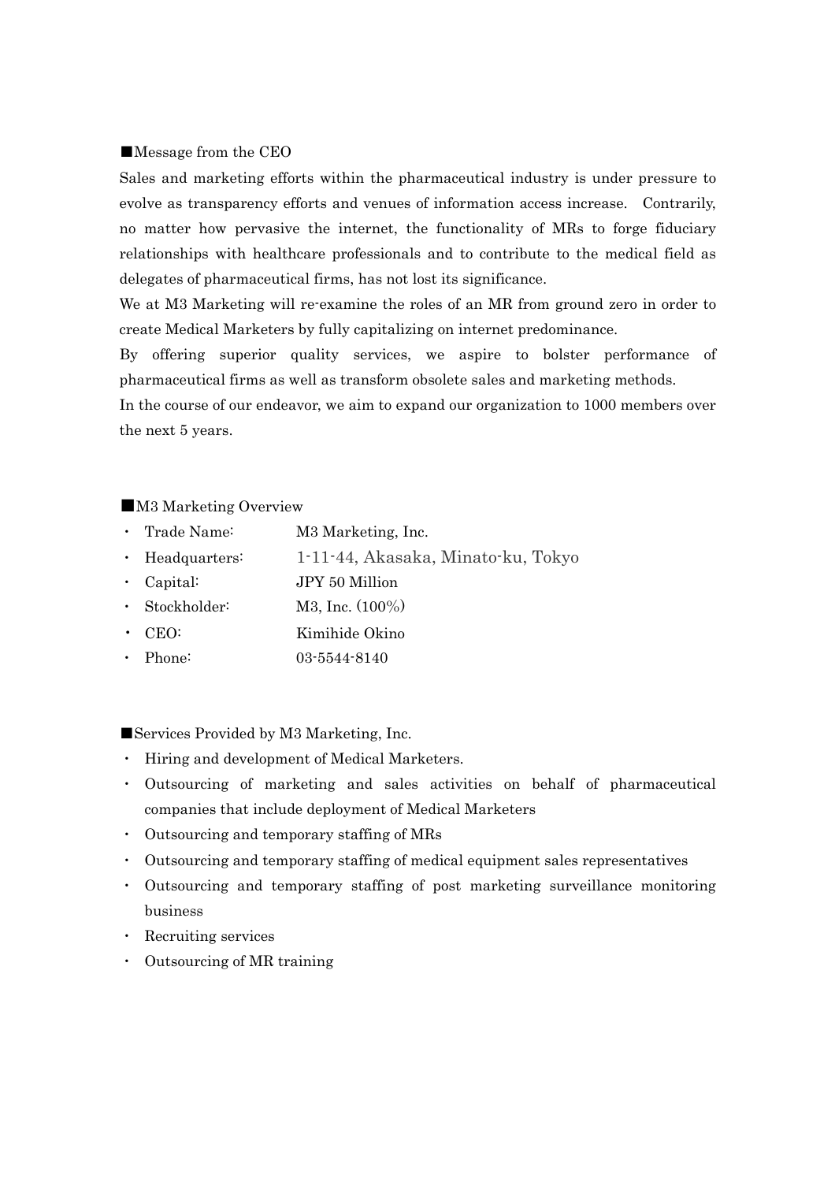## ■Message from the CEO

Sales and marketing efforts within the pharmaceutical industry is under pressure to evolve as transparency efforts and venues of information access increase. Contrarily, no matter how pervasive the internet, the functionality of MRs to forge fiduciary relationships with healthcare professionals and to contribute to the medical field as delegates of pharmaceutical firms, has not lost its significance.

We at M3 Marketing will re-examine the roles of an MR from ground zero in order to create Medical Marketers by fully capitalizing on internet predominance.

By offering superior quality services, we aspire to bolster performance of pharmaceutical firms as well as transform obsolete sales and marketing methods.

In the course of our endeavor, we aim to expand our organization to 1000 members over the next 5 years.

## ■M3 Marketing Overview

- Trade Name: M3 Marketing, Inc.
- Headquarters: 1-11-44, Akasaka, Minato-ku, Tokyo
- Capital: JPY 50 Million
- Stockholder: M3, Inc. (100%)
- CEO: Kimihide Okino
- Phone: 03-5544-8140

## ■Services Provided by M3 Marketing, Inc.

- Hiring and development of Medical Marketers.
- Outsourcing of marketing and sales activities on behalf of pharmaceutical companies that include deployment of Medical Marketers
- Outsourcing and temporary staffing of MRs
- Outsourcing and temporary staffing of medical equipment sales representatives
- Outsourcing and temporary staffing of post marketing surveillance monitoring business
- Recruiting services
- Outsourcing of MR training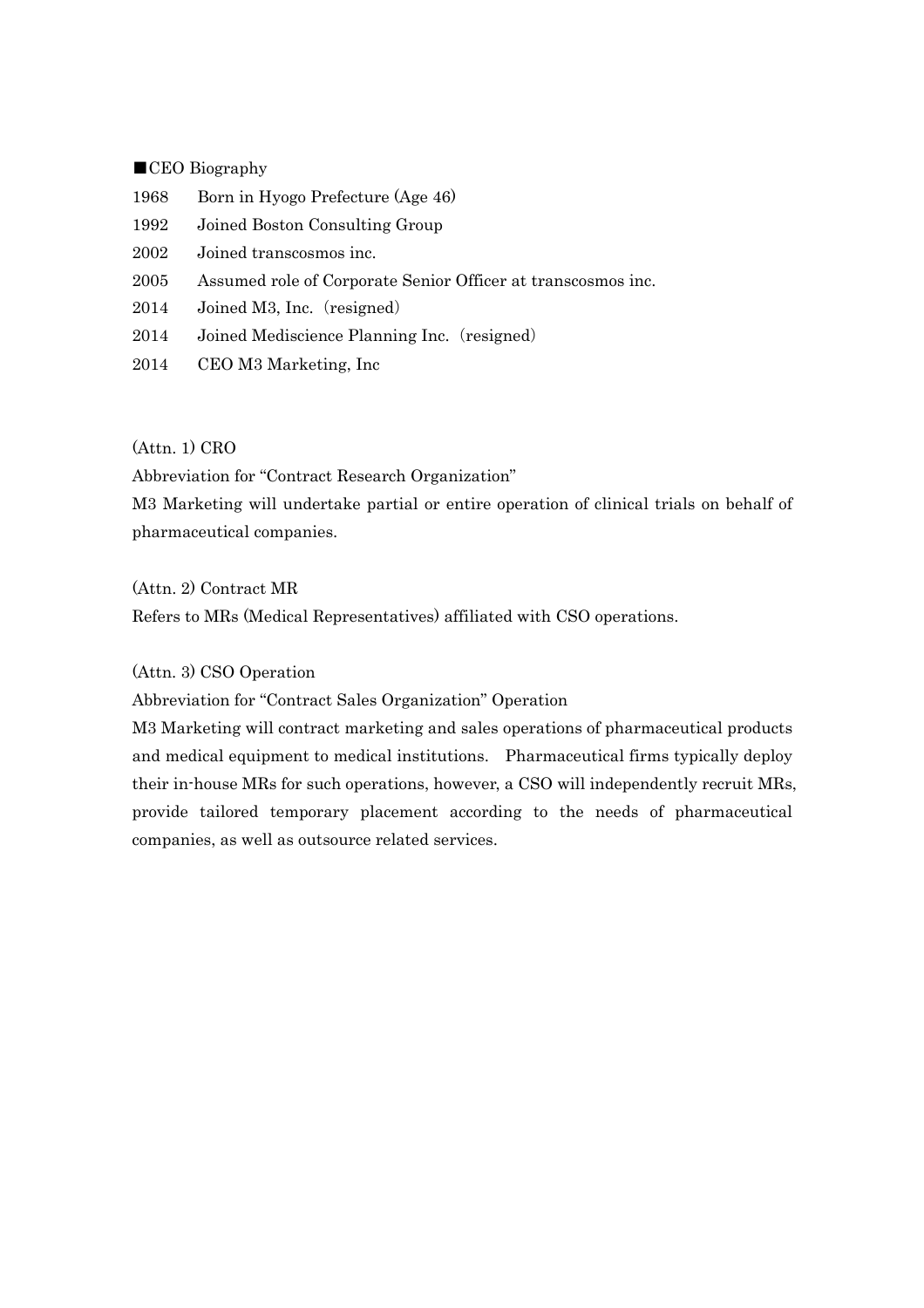■CEO Biography

| | |
|---|---|
| 1968 | Born in Hyogo Prefecture (Age 46) |
| 1992 | Joined Boston Consulting Group |
| 2002 | Joined transcosmos inc. |
| 2005 | Assumed role of Corporate Senior Officer at transcosmos inc. |
| 2014 | Joined M3, Inc.（resigned） |
| 2014 | Joined Mediscience Planning Inc.（resigned） |
| 2014 | CEO M3 Marketing, Inc |

(Attn. 1) CRO

Abbreviation for "Contract Research Organization"

M3 Marketing will undertake partial or entire operation of clinical trials on behalf of pharmaceutical companies.

(Attn. 2) Contract MR

Refers to MRs (Medical Representatives) affiliated with CSO operations.

(Attn. 3) CSO Operation

Abbreviation for "Contract Sales Organization" Operation

M3 Marketing will contract marketing and sales operations of pharmaceutical products and medical equipment to medical institutions.　Pharmaceutical firms typically deploy their in-house MRs for such operations, however, a CSO will independently recruit MRs, provide tailored temporary placement according to the needs of pharmaceutical companies, as well as outsource related services.